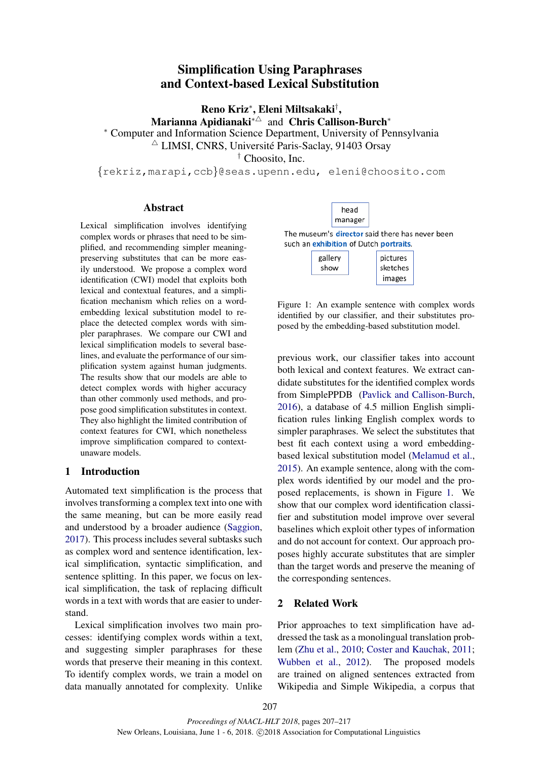# Simplification Using Paraphrases and Context-based Lexical Substitution

**Reno Kriz**[*], **Eleni Miltsakaki**[†], **Marianna Apidianaki**[*△] and **Chris Callison-Burch**[*]

[*] Computer and Information Science Department, University of Pennsylvania
[△] LIMSI, CNRS, Université Paris-Saclay, 91403 Orsay
[†] Choosito, Inc.

{rekriz,marapi,ccb}@seas.upenn.edu, eleni@choosito.com

## Abstract

Lexical simplification involves identifying complex words or phrases that need to be simplified, and recommending simpler meaning-preserving substitutes that can be more easily understood. We propose a complex word identification (CWI) model that exploits both lexical and contextual features, and a simplification mechanism which relies on a word-embedding lexical substitution model to replace the detected complex words with simpler paraphrases. We compare our CWI and lexical simplification models to several baselines, and evaluate the performance of our simplification system against human judgments. The results show that our models are able to detect complex words with higher accuracy than other commonly used methods, and propose good simplification substitutes in context. They also highlight the limited contribution of context features for CWI, which nonetheless improve simplification compared to context-unaware models.

## 1 Introduction

Automated text simplification is the process that involves transforming a complex text into one with the same meaning, but can be more easily read and understood by a broader audience (Saggion, 2017). This process includes several subtasks such as complex word and sentence identification, lexical simplification, syntactic simplification, and sentence splitting. In this paper, we focus on lexical simplification, the task of replacing difficult words in a text with words that are easier to understand.

Lexical simplification involves two main processes: identifying complex words within a text, and suggesting simpler paraphrases for these words that preserve their meaning in this context. To identify complex words, we train a model on data manually annotated for complexity. Unlike previous work, our classifier takes into account both lexical and context features. We extract candidate substitutes for the identified complex words from SimplePPDB (Pavlick and Callison-Burch, 2016), a database of 4.5 million English simplification rules linking English complex words to simpler paraphrases. We select the substitutes that best fit each context using a word embedding-based lexical substitution model (Melamud et al., 2015). An example sentence, along with the complex words identified by our model and the proposed replacements, is shown in Figure 1. We show that our complex word identification classifier and substitution model improve over several baselines which exploit other types of information and do not account for context. Our approach proposes highly accurate substitutes that are simpler than the target words and preserve the meaning of the corresponding sentences.

head / manager

The museum's **director** said there has never been such an **exhibition** of Dutch **portraits**.

gallery / show — pictures / sketches / images

Figure 1: An example sentence with complex words identified by our classifier, and their substitutes proposed by the embedding-based substitution model.

## 2 Related Work

Prior approaches to text simplification have addressed the task as a monolingual translation problem (Zhu et al., 2010; Coster and Kauchak, 2011; Wubben et al., 2012). The proposed models are trained on aligned sentences extracted from Wikipedia and Simple Wikipedia, a corpus that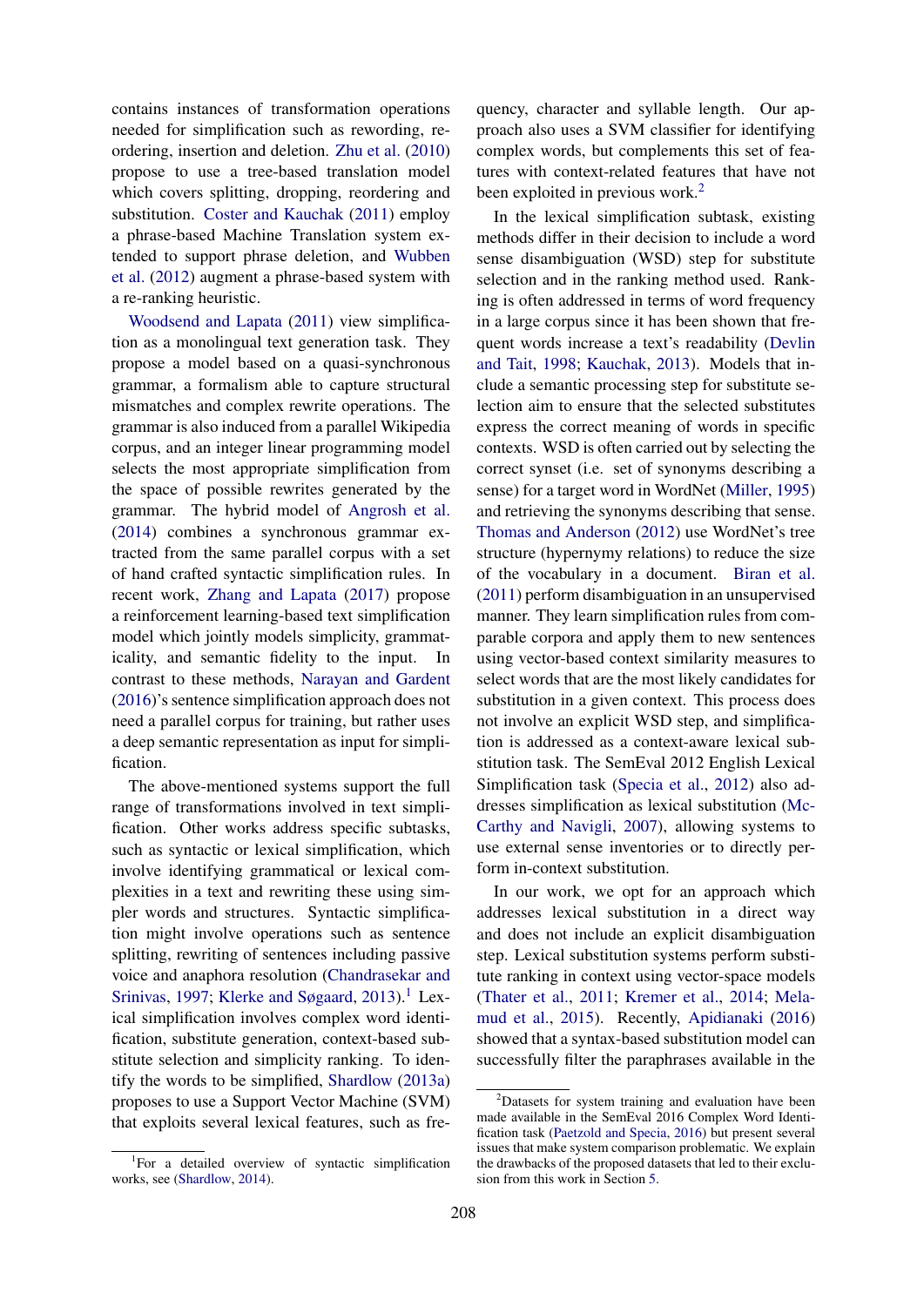contains instances of transformation operations needed for simplification such as rewording, reordering, insertion and deletion. Zhu et al. (2010) propose to use a tree-based translation model which covers splitting, dropping, reordering and substitution. Coster and Kauchak (2011) employ a phrase-based Machine Translation system extended to support phrase deletion, and Wubben et al. (2012) augment a phrase-based system with a re-ranking heuristic.

Woodsend and Lapata (2011) view simplification as a monolingual text generation task. They propose a model based on a quasi-synchronous grammar, a formalism able to capture structural mismatches and complex rewrite operations. The grammar is also induced from a parallel Wikipedia corpus, and an integer linear programming model selects the most appropriate simplification from the space of possible rewrites generated by the grammar. The hybrid model of Angrosh et al. (2014) combines a synchronous grammar extracted from the same parallel corpus with a set of hand crafted syntactic simplification rules. In recent work, Zhang and Lapata (2017) propose a reinforcement learning-based text simplification model which jointly models simplicity, grammaticality, and semantic fidelity to the input. In contrast to these methods, Narayan and Gardent (2016)'s sentence simplification approach does not need a parallel corpus for training, but rather uses a deep semantic representation as input for simplification.

The above-mentioned systems support the full range of transformations involved in text simplification. Other works address specific subtasks, such as syntactic or lexical simplification, which involve identifying grammatical or lexical complexities in a text and rewriting these using simpler words and structures. Syntactic simplification might involve operations such as sentence splitting, rewriting of sentences including passive voice and anaphora resolution (Chandrasekar and Srinivas, 1997; Klerke and Søgaard, 2013).[1] Lexical simplification involves complex word identification, substitute generation, context-based substitute selection and simplicity ranking. To identify the words to be simplified, Shardlow (2013a) proposes to use a Support Vector Machine (SVM) that exploits several lexical features, such as frequency, character and syllable length. Our approach also uses a SVM classifier for identifying complex words, but complements this set of features with context-related features that have not been exploited in previous work.[2]

In the lexical simplification subtask, existing methods differ in their decision to include a word sense disambiguation (WSD) step for substitute selection and in the ranking method used. Ranking is often addressed in terms of word frequency in a large corpus since it has been shown that frequent words increase a text's readability (Devlin and Tait, 1998; Kauchak, 2013). Models that include a semantic processing step for substitute selection aim to ensure that the selected substitutes express the correct meaning of words in specific contexts. WSD is often carried out by selecting the correct synset (i.e. set of synonyms describing a sense) for a target word in WordNet (Miller, 1995) and retrieving the synonyms describing that sense. Thomas and Anderson (2012) use WordNet's tree structure (hypernymy relations) to reduce the size of the vocabulary in a document. Biran et al. (2011) perform disambiguation in an unsupervised manner. They learn simplification rules from comparable corpora and apply them to new sentences using vector-based context similarity measures to select words that are the most likely candidates for substitution in a given context. This process does not involve an explicit WSD step, and simplification is addressed as a context-aware lexical substitution task. The SemEval 2012 English Lexical Simplification task (Specia et al., 2012) also addresses simplification as lexical substitution (McCarthy and Navigli, 2007), allowing systems to use external sense inventories or to directly perform in-context substitution.

In our work, we opt for an approach which addresses lexical substitution in a direct way and does not include an explicit disambiguation step. Lexical substitution systems perform substitute ranking in context using vector-space models (Thater et al., 2011; Kremer et al., 2014; Melamud et al., 2015). Recently, Apidianaki (2016) showed that a syntax-based substitution model can successfully filter the paraphrases available in the

[1] For a detailed overview of syntactic simplification works, see (Shardlow, 2014).

[2] Datasets for system training and evaluation have been made available in the SemEval 2016 Complex Word Identification task (Paetzold and Specia, 2016) but present several issues that make system comparison problematic. We explain the drawbacks of the proposed datasets that led to their exclusion from this work in Section 5.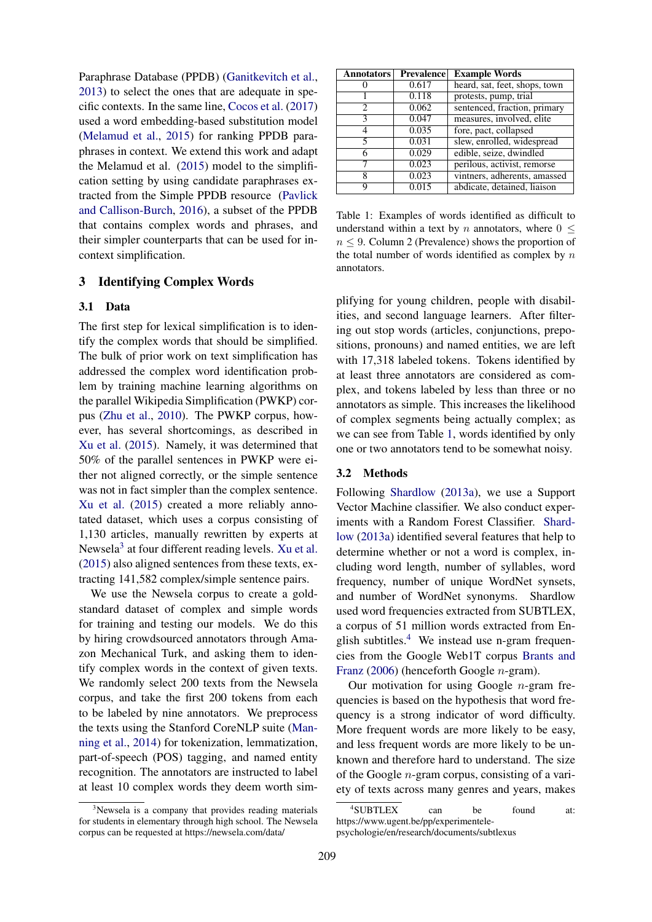Paraphrase Database (PPDB) (Ganitkevitch et al., 2013) to select the ones that are adequate in specific contexts. In the same line, Cocos et al. (2017) used a word embedding-based substitution model (Melamud et al., 2015) for ranking PPDB paraphrases in context. We extend this work and adapt the Melamud et al. (2015) model to the simplification setting by using candidate paraphrases extracted from the Simple PPDB resource (Pavlick and Callison-Burch, 2016), a subset of the PPDB that contains complex words and phrases, and their simpler counterparts that can be used for in-context simplification.

## 3 Identifying Complex Words

### 3.1 Data

The first step for lexical simplification is to identify the complex words that should be simplified. The bulk of prior work on text simplification has addressed the complex word identification problem by training machine learning algorithms on the parallel Wikipedia Simplification (PWKP) corpus (Zhu et al., 2010). The PWKP corpus, however, has several shortcomings, as described in Xu et al. (2015). Namely, it was determined that 50% of the parallel sentences in PWKP were either not aligned correctly, or the simple sentence was not in fact simpler than the complex sentence. Xu et al. (2015) created a more reliably annotated dataset, which uses a corpus consisting of 1,130 articles, manually rewritten by experts at Newsela[3] at four different reading levels. Xu et al. (2015) also aligned sentences from these texts, extracting 141,582 complex/simple sentence pairs.

We use the Newsela corpus to create a gold-standard dataset of complex and simple words for training and testing our models. We do this by hiring crowdsourced annotators through Amazon Mechanical Turk, and asking them to identify complex words in the context of given texts. We randomly select 200 texts from the Newsela corpus, and take the first 200 tokens from each to be labeled by nine annotators. We preprocess the texts using the Stanford CoreNLP suite (Manning et al., 2014) for tokenization, lemmatization, part-of-speech (POS) tagging, and named entity recognition. The annotators are instructed to label at least 10 complex words they deem worth simplifying for young children, people with disabilities, and second language learners. After filtering out stop words (articles, conjunctions, prepositions, pronouns) and named entities, we are left with 17,318 labeled tokens. Tokens identified by at least three annotators are considered as complex, and tokens labeled by less than three or no annotators as simple. This increases the likelihood of complex segments being actually complex; as we can see from Table 1, words identified by only one or two annotators tend to be somewhat noisy.

| Annotators | Prevalence | Example Words |
|---|---|---|
| 0 | 0.617 | heard, sat, feet, shops, town |
| 1 | 0.118 | protests, pump, trial |
| 2 | 0.062 | sentenced, fraction, primary |
| 3 | 0.047 | measures, involved, elite |
| 4 | 0.035 | fore, pact, collapsed |
| 5 | 0.031 | slew, enrolled, widespread |
| 6 | 0.029 | edible, seize, dwindled |
| 7 | 0.023 | perilous, activist, remorse |
| 8 | 0.023 | vintners, adherents, amassed |
| 9 | 0.015 | abdicate, detained, liaison |

Table 1: Examples of words identified as difficult to understand within a text by $n$ annotators, where $0 \leq n \leq 9$. Column 2 (Prevalence) shows the proportion of the total number of words identified as complex by $n$ annotators.

### 3.2 Methods

Following Shardlow (2013a), we use a Support Vector Machine classifier. We also conduct experiments with a Random Forest Classifier. Shardlow (2013a) identified several features that help to determine whether or not a word is complex, including word length, number of syllables, word frequency, number of unique WordNet synsets, and number of WordNet synonyms. Shardlow used word frequencies extracted from SUBTLEX, a corpus of 51 million words extracted from English subtitles.[4] We instead use n-gram frequencies from the Google Web1T corpus Brants and Franz (2006) (henceforth Google $n$-gram).

Our motivation for using Google $n$-gram frequencies is based on the hypothesis that word frequency is a strong indicator of word difficulty. More frequent words are more likely to be easy, and less frequent words are more likely to be unknown and therefore hard to understand. The size of the Google $n$-gram corpus, consisting of a variety of texts across many genres and years, makes

[3] Newsela is a company that provides reading materials for students in elementary through high school. The Newsela corpus can be requested at https://newsela.com/data/

[4] SUBTLEX can be found at: https://www.ugent.be/pp/experimentele-psychologie/en/research/documents/subtlexus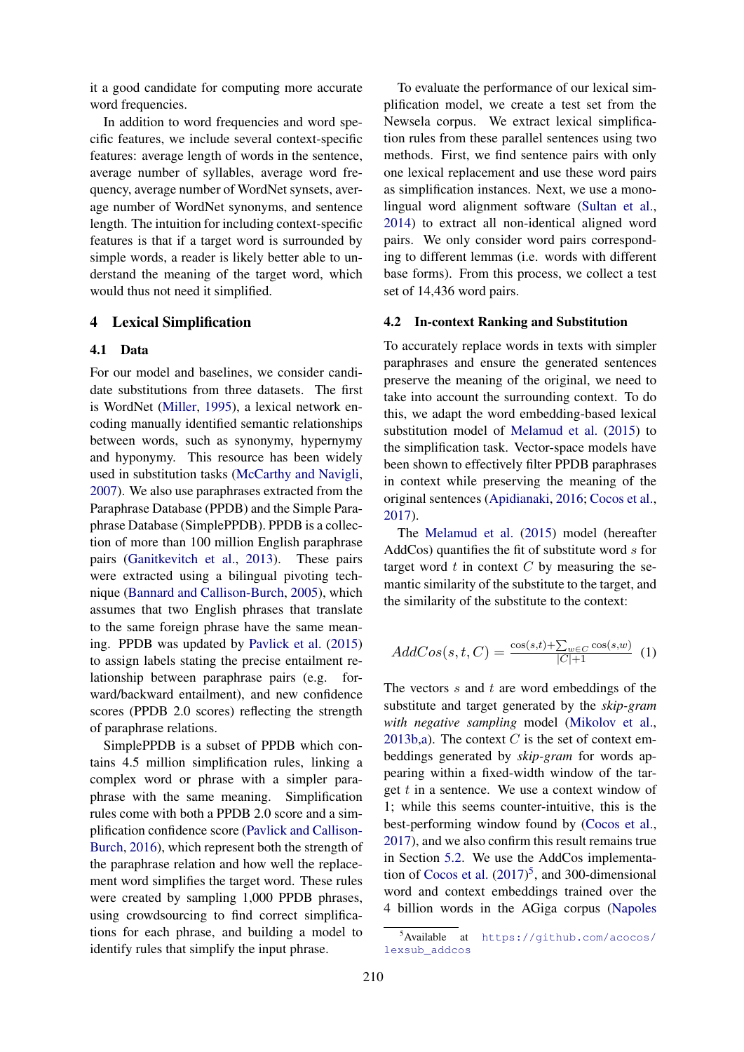it a good candidate for computing more accurate word frequencies.

In addition to word frequencies and word specific features, we include several context-specific features: average length of words in the sentence, average number of syllables, average word frequency, average number of WordNet synsets, average number of WordNet synonyms, and sentence length. The intuition for including context-specific features is that if a target word is surrounded by simple words, a reader is likely better able to understand the meaning of the target word, which would thus not need it simplified.

## 4 Lexical Simplification

### 4.1 Data

For our model and baselines, we consider candidate substitutions from three datasets. The first is WordNet (Miller, 1995), a lexical network encoding manually identified semantic relationships between words, such as synonymy, hypernymy and hyponymy. This resource has been widely used in substitution tasks (McCarthy and Navigli, 2007). We also use paraphrases extracted from the Paraphrase Database (PPDB) and the Simple Paraphrase Database (SimplePPDB). PPDB is a collection of more than 100 million English paraphrase pairs (Ganitkevitch et al., 2013). These pairs were extracted using a bilingual pivoting technique (Bannard and Callison-Burch, 2005), which assumes that two English phrases that translate to the same foreign phrase have the same meaning. PPDB was updated by Pavlick et al. (2015) to assign labels stating the precise entailment relationship between paraphrase pairs (e.g. forward/backward entailment), and new confidence scores (PPDB 2.0 scores) reflecting the strength of paraphrase relations.

SimplePPDB is a subset of PPDB which contains 4.5 million simplification rules, linking a complex word or phrase with a simpler paraphrase with the same meaning. Simplification rules come with both a PPDB 2.0 score and a simplification confidence score (Pavlick and Callison-Burch, 2016), which represent both the strength of the paraphrase relation and how well the replacement word simplifies the target word. These rules were created by sampling 1,000 PPDB phrases, using crowdsourcing to find correct simplifications for each phrase, and building a model to identify rules that simplify the input phrase.

To evaluate the performance of our lexical simplification model, we create a test set from the Newsela corpus. We extract lexical simplification rules from these parallel sentences using two methods. First, we find sentence pairs with only one lexical replacement and use these word pairs as simplification instances. Next, we use a monolingual word alignment software (Sultan et al., 2014) to extract all non-identical aligned word pairs. We only consider word pairs corresponding to different lemmas (i.e. words with different base forms). From this process, we collect a test set of 14,436 word pairs.

### 4.2 In-context Ranking and Substitution

To accurately replace words in texts with simpler paraphrases and ensure the generated sentences preserve the meaning of the original, we need to take into account the surrounding context. To do this, we adapt the word embedding-based lexical substitution model of Melamud et al. (2015) to the simplification task. Vector-space models have been shown to effectively filter PPDB paraphrases in context while preserving the meaning of the original sentences (Apidianaki, 2016; Cocos et al., 2017).

The Melamud et al. (2015) model (hereafter AddCos) quantifies the fit of substitute word $s$ for target word $t$ in context $C$ by measuring the semantic similarity of the substitute to the target, and the similarity of the substitute to the context:

$$AddCos(s,t,C) = \frac{\cos(s,t)+\sum_{w \in C}\cos(s,w)}{|C|+1} \quad (1)$$

The vectors $s$ and $t$ are word embeddings of the substitute and target generated by the *skip-gram with negative sampling* model (Mikolov et al., 2013b,a). The context $C$ is the set of context embeddings generated by *skip-gram* for words appearing within a fixed-width window of the target $t$ in a sentence. We use a context window of 1; while this seems counter-intuitive, this is the best-performing window found by (Cocos et al., 2017), and we also confirm this result remains true in Section 5.2. We use the AddCos implementation of Cocos et al. (2017)[5], and 300-dimensional word and context embeddings trained over the 4 billion words in the AGiga corpus (Napoles

[5] Available at https://github.com/acocos/lexsub_addcos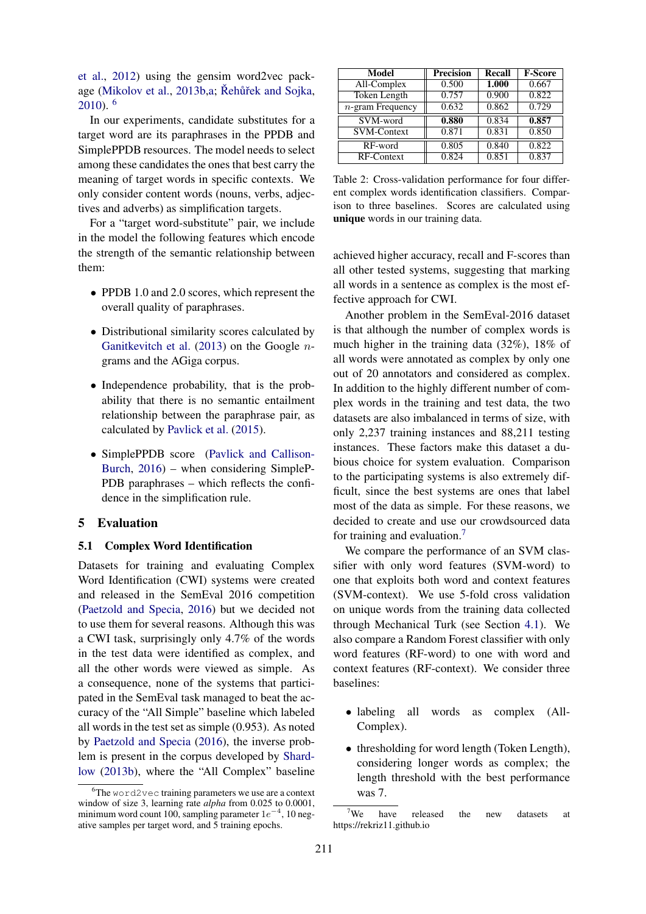et al., 2012) using the gensim word2vec package (Mikolov et al., 2013b,a; Řehůřek and Sojka, 2010). [6]

In our experiments, candidate substitutes for a target word are its paraphrases in the PPDB and SimplePPDB resources. The model needs to select among these candidates the ones that best carry the meaning of target words in specific contexts. We only consider content words (nouns, verbs, adjectives and adverbs) as simplification targets.

For a "target word-substitute" pair, we include in the model the following features which encode the strength of the semantic relationship between them:

- PPDB 1.0 and 2.0 scores, which represent the overall quality of paraphrases.
- Distributional similarity scores calculated by Ganitkevitch et al. (2013) on the Google $n$-grams and the AGiga corpus.
- Independence probability, that is the probability that there is no semantic entailment relationship between the paraphrase pair, as calculated by Pavlick et al. (2015).
- SimplePPDB score (Pavlick and Callison-Burch, 2016) – when considering SimplePPDB paraphrases – which reflects the confidence in the simplification rule.

## 5 Evaluation

### 5.1 Complex Word Identification

Datasets for training and evaluating Complex Word Identification (CWI) systems were created and released in the SemEval 2016 competition (Paetzold and Specia, 2016) but we decided not to use them for several reasons. Although this was a CWI task, surprisingly only 4.7% of the words in the test data were identified as complex, and all the other words were viewed as simple. As a consequence, none of the systems that participated in the SemEval task managed to beat the accuracy of the "All Simple" baseline which labeled all words in the test set as simple (0.953). As noted by Paetzold and Specia (2016), the inverse problem is present in the corpus developed by Shardlow (2013b), where the "All Complex" baseline achieved higher accuracy, recall and F-scores than all other tested systems, suggesting that marking all words in a sentence as complex is the most effective approach for CWI.

Another problem in the SemEval-2016 dataset is that although the number of complex words is much higher in the training data (32%), 18% of all words were annotated as complex by only one out of 20 annotators and considered as complex. In addition to the highly different number of complex words in the training and test data, the two datasets are also imbalanced in terms of size, with only 2,237 training instances and 88,211 testing instances. These factors make this dataset a dubious choice for system evaluation. Comparison to the participating systems is also extremely difficult, since the best systems are ones that label most of the data as simple. For these reasons, we decided to create and use our crowdsourced data for training and evaluation.[7]

| Model | Precision | Recall | F-Score |
|---|---|---|---|
| All-Complex | 0.500 | **1.000** | 0.667 |
| Token Length | 0.757 | 0.900 | 0.822 |
| $n$-gram Frequency | 0.632 | 0.862 | 0.729 |
| SVM-word | **0.880** | 0.834 | **0.857** |
| SVM-Context | 0.871 | 0.831 | 0.850 |
| RF-word | 0.805 | 0.840 | 0.822 |
| RF-Context | 0.824 | 0.851 | 0.837 |

Table 2: Cross-validation performance for four different complex words identification classifiers. Comparison to three baselines. Scores are calculated using **unique** words in our training data.

We compare the performance of an SVM classifier with only word features (SVM-word) to one that exploits both word and context features (SVM-context). We use 5-fold cross validation on unique words from the training data collected through Mechanical Turk (see Section 4.1). We also compare a Random Forest classifier with only word features (RF-word) to one with word and context features (RF-context). We consider three baselines:

- labeling all words as complex (All-Complex).
- thresholding for word length (Token Length), considering longer words as complex; the length threshold with the best performance was 7.

[6] The word2vec training parameters we use are a context window of size 3, learning rate *alpha* from 0.025 to 0.0001, minimum word count 100, sampling parameter $1e^{-4}$, 10 negative samples per target word, and 5 training epochs.

[7] We have released the new datasets at https://rekriz11.github.io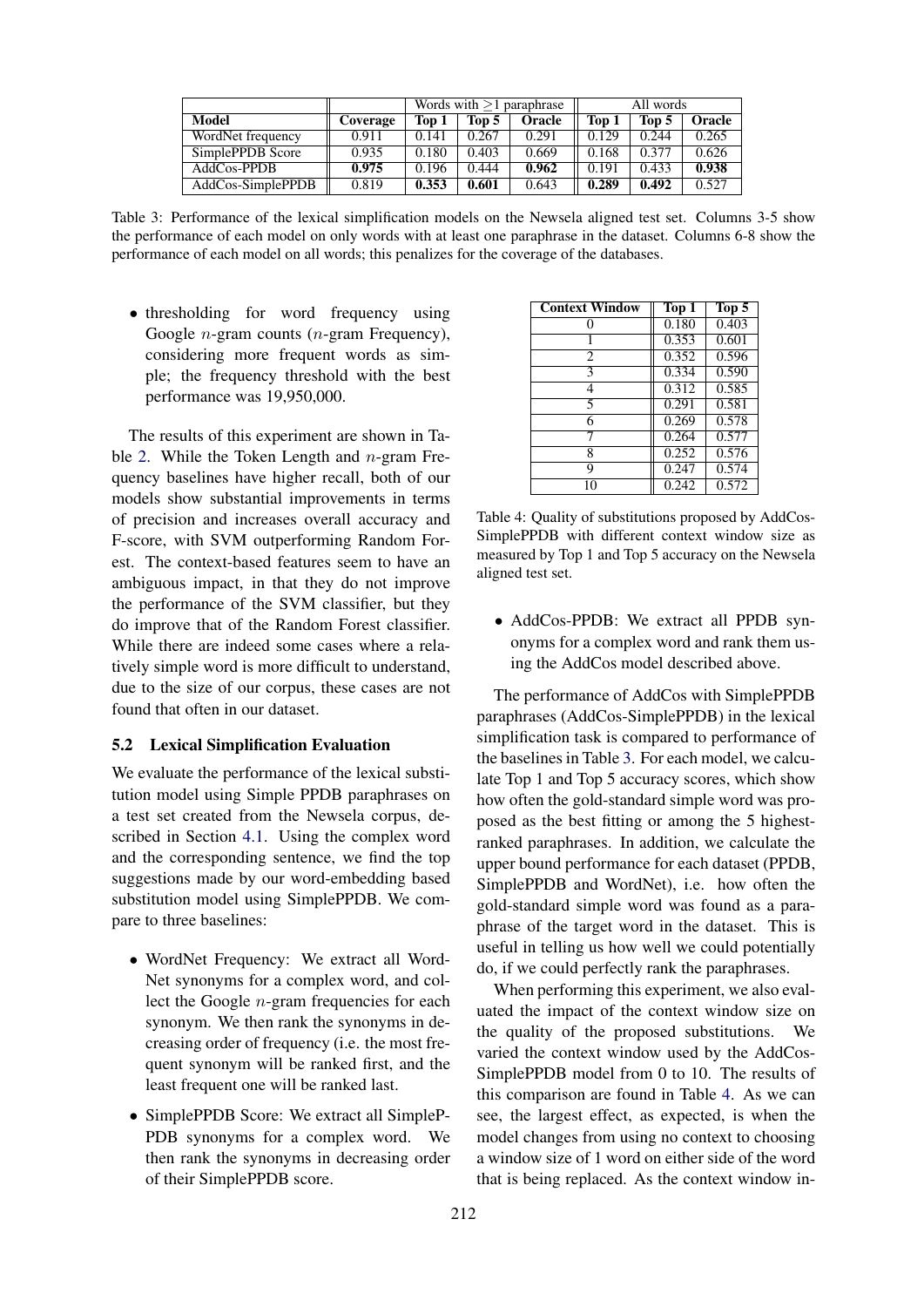| Model | Coverage | Words with ≥1 paraphrase | | | All words | | |
|---|---|---|---|---|---|---|---|
| | | **Top 1** | **Top 5** | **Oracle** | **Top 1** | **Top 5** | **Oracle** |
| WordNet frequency | 0.911 | 0.141 | 0.267 | 0.291 | 0.129 | 0.244 | 0.265 |
| SimplePPDB Score | 0.935 | 0.180 | 0.403 | 0.669 | 0.168 | 0.377 | 0.626 |
| AddCos-PPDB | **0.975** | 0.196 | 0.444 | **0.962** | 0.191 | 0.433 | **0.938** |
| AddCos-SimplePPDB | 0.819 | **0.353** | **0.601** | 0.643 | **0.289** | **0.492** | 0.527 |

Table 3: Performance of the lexical simplification models on the Newsela aligned test set. Columns 3-5 show the performance of each model on only words with at least one paraphrase in the dataset. Columns 6-8 show the performance of each model on all words; this penalizes for the coverage of the databases.

- thresholding for word frequency using Google $n$-gram counts ($n$-gram Frequency), considering more frequent words as simple; the frequency threshold with the best performance was 19,950,000.

The results of this experiment are shown in Table 2. While the Token Length and $n$-gram Frequency baselines have higher recall, both of our models show substantial improvements in terms of precision and increases overall accuracy and F-score, with SVM outperforming Random Forest. The context-based features seem to have an ambiguous impact, in that they do not improve the performance of the SVM classifier, but they do improve that of the Random Forest classifier. While there are indeed some cases where a relatively simple word is more difficult to understand, due to the size of our corpus, these cases are not found that often in our dataset.

### 5.2 Lexical Simplification Evaluation

We evaluate the performance of the lexical substitution model using Simple PPDB paraphrases on a test set created from the Newsela corpus, described in Section 4.1. Using the complex word and the corresponding sentence, we find the top suggestions made by our word-embedding based substitution model using SimplePPDB. We compare to three baselines:

- WordNet Frequency: We extract all WordNet synonyms for a complex word, and collect the Google $n$-gram frequencies for each synonym. We then rank the synonyms in decreasing order of frequency (i.e. the most frequent synonym will be ranked first, and the least frequent one will be ranked last.
- SimplePPDB Score: We extract all SimplePPDB synonyms for a complex word. We then rank the synonyms in decreasing order of their SimplePPDB score.

| Context Window | Top 1 | Top 5 |
|---|---|---|
| 0 | 0.180 | 0.403 |
| 1 | 0.353 | 0.601 |
| 2 | 0.352 | 0.596 |
| 3 | 0.334 | 0.590 |
| 4 | 0.312 | 0.585 |
| 5 | 0.291 | 0.581 |
| 6 | 0.269 | 0.578 |
| 7 | 0.264 | 0.577 |
| 8 | 0.252 | 0.576 |
| 9 | 0.247 | 0.574 |
| 10 | 0.242 | 0.572 |

Table 4: Quality of substitutions proposed by AddCos-SimplePPDB with different context window size as measured by Top 1 and Top 5 accuracy on the Newsela aligned test set.

- AddCos-PPDB: We extract all PPDB synonyms for a complex word and rank them using the AddCos model described above.

The performance of AddCos with SimplePPDB paraphrases (AddCos-SimplePPDB) in the lexical simplification task is compared to performance of the baselines in Table 3. For each model, we calculate Top 1 and Top 5 accuracy scores, which show how often the gold-standard simple word was proposed as the best fitting or among the 5 highest-ranked paraphrases. In addition, we calculate the upper bound performance for each dataset (PPDB, SimplePPDB and WordNet), i.e. how often the gold-standard simple word was found as a paraphrase of the target word in the dataset. This is useful in telling us how well we could potentially do, if we could perfectly rank the paraphrases.

When performing this experiment, we also evaluated the impact of the context window size on the quality of the proposed substitutions. We varied the context window used by the AddCos-SimplePPDB model from 0 to 10. The results of this comparison are found in Table 4. As we can see, the largest effect, as expected, is when the model changes from using no context to choosing a window size of 1 word on either side of the word that is being replaced. As the context window in-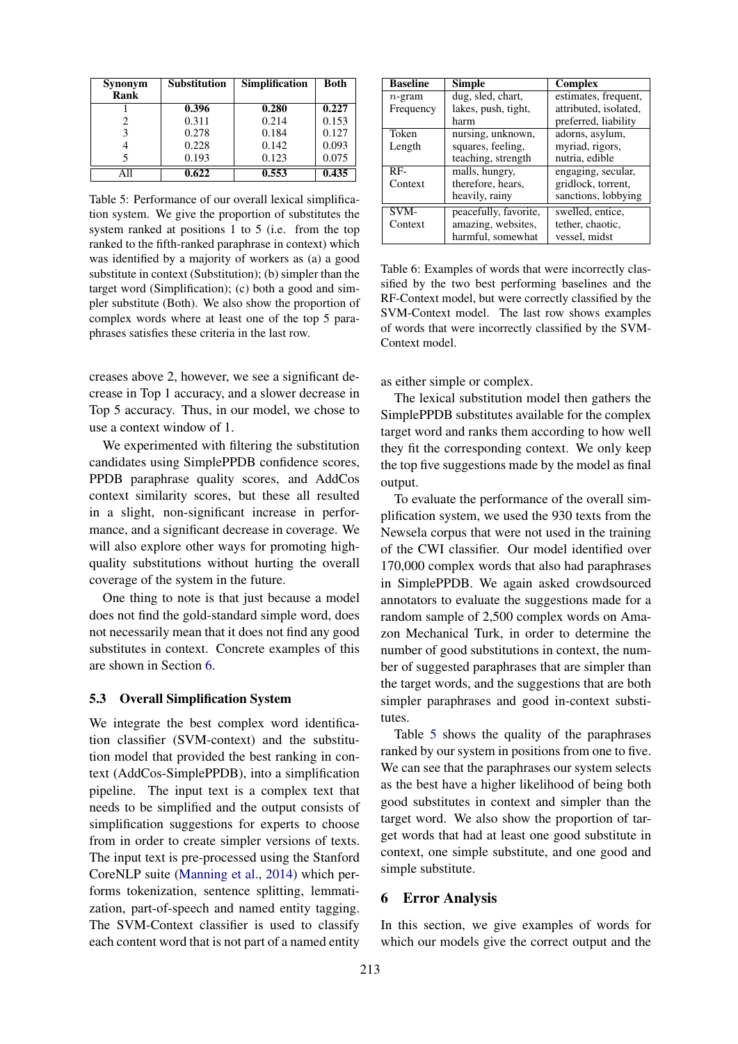| Synonym Rank | Substitution | Simplification | Both |
|---|---|---|---|
| 1 | **0.396** | **0.280** | **0.227** |
| 2 | 0.311 | 0.214 | 0.153 |
| 3 | 0.278 | 0.184 | 0.127 |
| 4 | 0.228 | 0.142 | 0.093 |
| 5 | 0.193 | 0.123 | 0.075 |
| All | **0.622** | **0.553** | **0.435** |

Table 5: Performance of our overall lexical simplification system. We give the proportion of substitutes the system ranked at positions 1 to 5 (i.e. from the top ranked to the fifth-ranked paraphrase in context) which was identified by a majority of workers as (a) a good substitute in context (Substitution); (b) simpler than the target word (Simplification); (c) both a good and simpler substitute (Both). We also show the proportion of complex words where at least one of the top 5 paraphrases satisfies these criteria in the last row.

creases above 2, however, we see a significant decrease in Top 1 accuracy, and a slower decrease in Top 5 accuracy. Thus, in our model, we chose to use a context window of 1.

We experimented with filtering the substitution candidates using SimplePPDB confidence scores, PPDB paraphrase quality scores, and AddCos context similarity scores, but these all resulted in a slight, non-significant increase in performance, and a significant decrease in coverage. We will also explore other ways for promoting high-quality substitutions without hurting the overall coverage of the system in the future.

One thing to note is that just because a model does not find the gold-standard simple word, does not necessarily mean that it does not find any good substitutes in context. Concrete examples of this are shown in Section 6.

### 5.3 Overall Simplification System

We integrate the best complex word identification classifier (SVM-context) and the substitution model that provided the best ranking in context (AddCos-SimplePPDB), into a simplification pipeline. The input text is a complex text that needs to be simplified and the output consists of simplification suggestions for experts to choose from in order to create simpler versions of texts. The input text is pre-processed using the Stanford CoreNLP suite (Manning et al., 2014) which performs tokenization, sentence splitting, lemmatization, part-of-speech and named entity tagging. The SVM-Context classifier is used to classify each content word that is not part of a named entity

| Baseline | Simple | Complex |
|---|---|---|
| $n$-gram Frequency | dug, sled, chart, lakes, push, tight, harm | estimates, frequent, attributed, isolated, preferred, liability |
| Token Length | nursing, unknown, squares, feeling, teaching, strength | adorns, asylum, myriad, rigors, nutria, edible |
| RF-Context | malls, hungry, therefore, hears, heavily, rainy | engaging, secular, gridlock, torrent, sanctions, lobbying |
| SVM-Context | peacefully, favorite, amazing, websites, harmful, somewhat | swelled, entice, tether, chaotic, vessel, midst |

Table 6: Examples of words that were incorrectly classified by the two best performing baselines and the RF-Context model, but were correctly classified by the SVM-Context model. The last row shows examples of words that were incorrectly classified by the SVM-Context model.

as either simple or complex.

The lexical substitution model then gathers the SimplePPDB substitutes available for the complex target word and ranks them according to how well they fit the corresponding context. We only keep the top five suggestions made by the model as final output.

To evaluate the performance of the overall simplification system, we used the 930 texts from the Newsela corpus that were not used in the training of the CWI classifier. Our model identified over 170,000 complex words that also had paraphrases in SimplePPDB. We again asked crowdsourced annotators to evaluate the suggestions made for a random sample of 2,500 complex words on Amazon Mechanical Turk, in order to determine the number of good substitutions in context, the number of suggested paraphrases that are simpler than the target words, and the suggestions that are both simpler paraphrases and good in-context substitutes.

Table 5 shows the quality of the paraphrases ranked by our system in positions from one to five. We can see that the paraphrases our system selects as the best have a higher likelihood of being both good substitutes in context and simpler than the target word. We also show the proportion of target words that had at least one good substitute in context, one simple substitute, and one good and simple substitute.

## 6 Error Analysis

In this section, we give examples of words for which our models give the correct output and the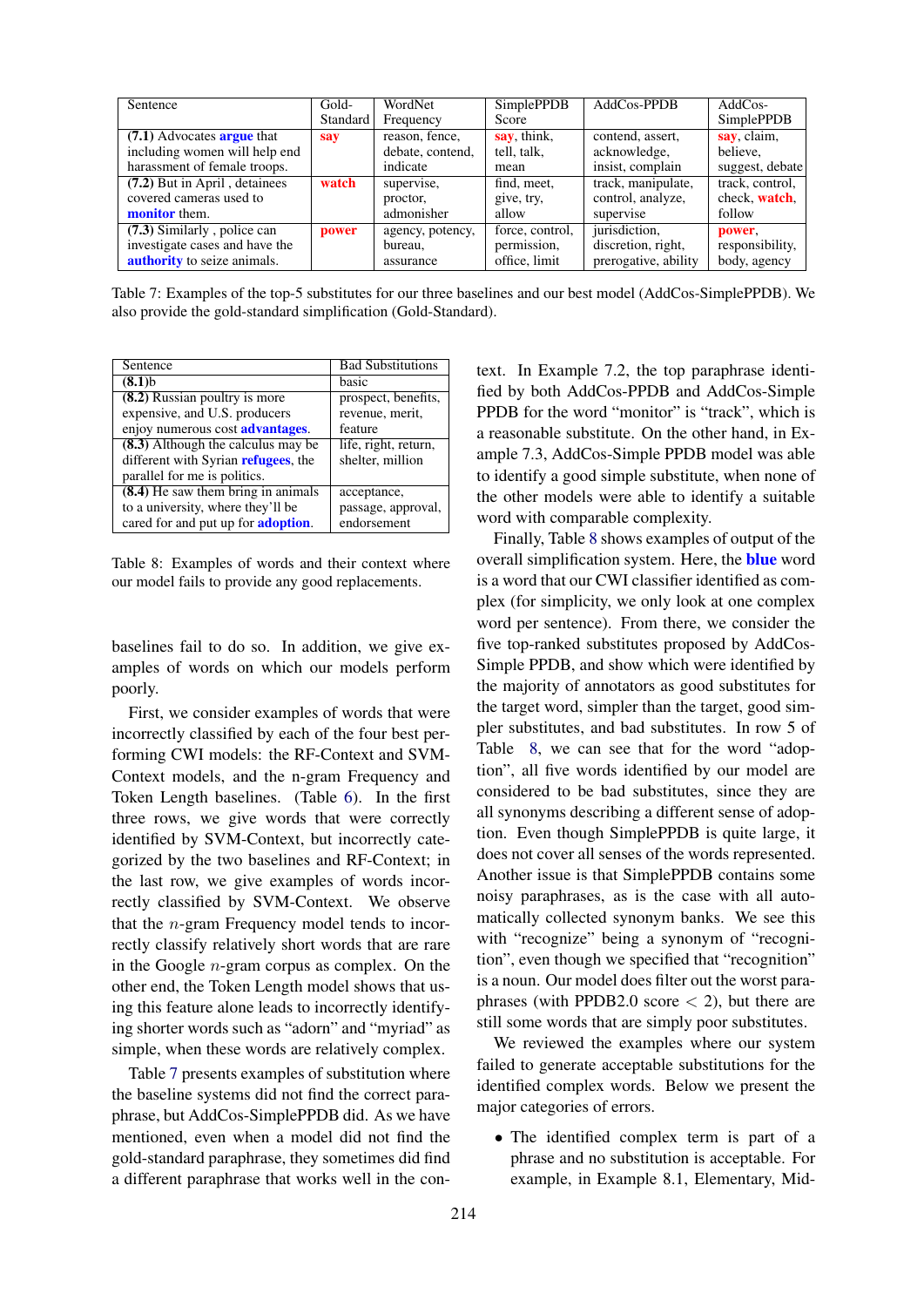| Sentence | Gold-Standard | WordNet Frequency | SimplePPDB Score | AddCos-PPDB | AddCos-SimplePPDB |
|---|---|---|---|---|---|
| **(7.1)** Advocates **argue** that including women will help end harassment of female troops. | **say** | reason, fence, debate, contend, indicate | **say**, think, tell, talk, mean | contend, assert, acknowledge, insist, complain | **say**, claim, believe, suggest, debate |
| **(7.2)** But in April , detainees covered cameras used to **monitor** them. | **watch** | supervise, proctor, admonisher | find, meet, give, try, allow | track, manipulate, control, analyze, supervise | track, control, check, **watch**, follow |
| **(7.3)** Similarly , police can investigate cases and have the **authority** to seize animals. | **power** | agency, potency, bureau, assurance | force, control, permission, office, limit | jurisdiction, discretion, right, prerogative, ability | **power**, responsibility, body, agency |

Table 7: Examples of the top-5 substitutes for our three baselines and our best model (AddCos-SimplePPDB). We also provide the gold-standard simplification (Gold-Standard).

| Sentence | Bad Substitutions |
|---|---|
| **(8.1)**b | basic |
| **(8.2)** Russian poultry is more expensive, and U.S. producers enjoy numerous cost **advantages**. | prospect, benefits, revenue, merit, feature |
| **(8.3)** Although the calculus may be different with Syrian **refugees**, the parallel for me is politics. | life, right, return, shelter, million |
| **(8.4)** He saw them bring in animals to a university, where they'll be cared for and put up for **adoption**. | acceptance, passage, approval, endorsement |

Table 8: Examples of words and their context where our model fails to provide any good replacements.

baselines fail to do so. In addition, we give examples of words on which our models perform poorly.

First, we consider examples of words that were incorrectly classified by each of the four best performing CWI models: the RF-Context and SVM-Context models, and the n-gram Frequency and Token Length baselines. (Table 6). In the first three rows, we give words that were correctly identified by SVM-Context, but incorrectly categorized by the two baselines and RF-Context; in the last row, we give examples of words incorrectly classified by SVM-Context. We observe that the $n$-gram Frequency model tends to incorrectly classify relatively short words that are rare in the Google $n$-gram corpus as complex. On the other end, the Token Length model shows that using this feature alone leads to incorrectly identifying shorter words such as "adorn" and "myriad" as simple, when these words are relatively complex.

Table 7 presents examples of substitution where the baseline systems did not find the correct paraphrase, but AddCos-SimplePPDB did. As we have mentioned, even when a model did not find the gold-standard paraphrase, they sometimes did find a different paraphrase that works well in the context. In Example 7.2, the top paraphrase identified by both AddCos-PPDB and AddCos-Simple PPDB for the word "monitor" is "track", which is a reasonable substitute. On the other hand, in Example 7.3, AddCos-Simple PPDB model was able to identify a good simple substitute, when none of the other models were able to identify a suitable word with comparable complexity.

Finally, Table 8 shows examples of output of the overall simplification system. Here, the **blue** word is a word that our CWI classifier identified as complex (for simplicity, we only look at one complex word per sentence). From there, we consider the five top-ranked substitutes proposed by AddCos-Simple PPDB, and show which were identified by the majority of annotators as good substitutes for the target word, simpler than the target, good simpler substitutes, and bad substitutes. In row 5 of Table 8, we can see that for the word "adoption", all five words identified by our model are considered to be bad substitutes, since they are all synonyms describing a different sense of adoption. Even though SimplePPDB is quite large, it does not cover all senses of the words represented. Another issue is that SimplePPDB contains some noisy paraphrases, as is the case with all automatically collected synonym banks. We see this with "recognize" being a synonym of "recognition", even though we specified that "recognition" is a noun. Our model does filter out the worst paraphrases (with PPDB2.0 score $< 2$), but there are still some words that are simply poor substitutes.

We reviewed the examples where our system failed to generate acceptable substitutions for the identified complex words. Below we present the major categories of errors.

- The identified complex term is part of a phrase and no substitution is acceptable. For example, in Example 8.1, Elementary, Mid-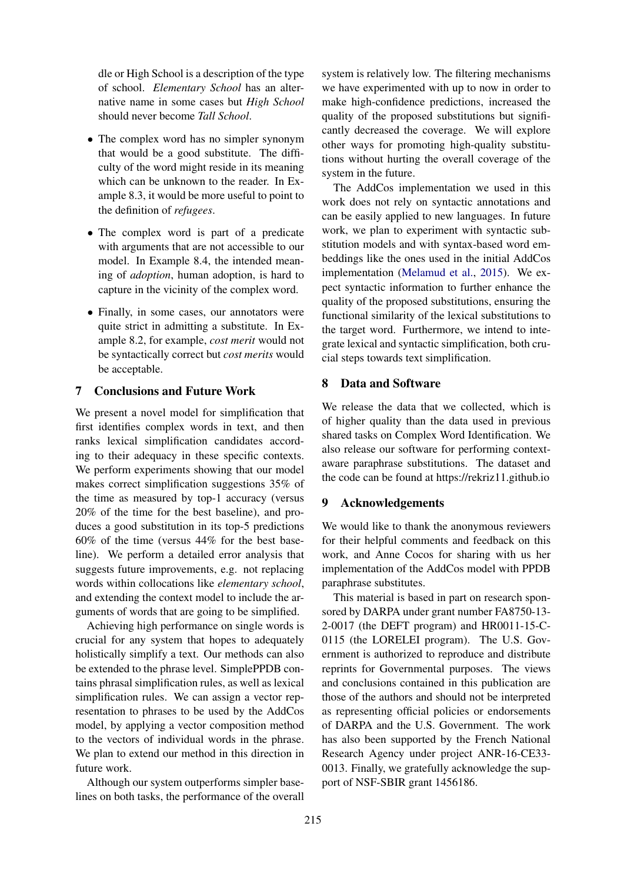dle or High School is a description of the type of school. *Elementary School* has an alternative name in some cases but *High School* should never become *Tall School*.

- The complex word has no simpler synonym that would be a good substitute. The difficulty of the word might reside in its meaning which can be unknown to the reader. In Example 8.3, it would be more useful to point to the definition of *refugees*.
- The complex word is part of a predicate with arguments that are not accessible to our model. In Example 8.4, the intended meaning of *adoption*, human adoption, is hard to capture in the vicinity of the complex word.
- Finally, in some cases, our annotators were quite strict in admitting a substitute. In Example 8.2, for example, *cost merit* would not be syntactically correct but *cost merits* would be acceptable.

## 7 Conclusions and Future Work

We present a novel model for simplification that first identifies complex words in text, and then ranks lexical simplification candidates according to their adequacy in these specific contexts. We perform experiments showing that our model makes correct simplification suggestions 35% of the time as measured by top-1 accuracy (versus 20% of the time for the best baseline), and produces a good substitution in its top-5 predictions 60% of the time (versus 44% for the best baseline). We perform a detailed error analysis that suggests future improvements, e.g. not replacing words within collocations like *elementary school*, and extending the context model to include the arguments of words that are going to be simplified.

Achieving high performance on single words is crucial for any system that hopes to adequately holistically simplify a text. Our methods can also be extended to the phrase level. SimplePPDB contains phrasal simplification rules, as well as lexical simplification rules. We can assign a vector representation to phrases to be used by the AddCos model, by applying a vector composition method to the vectors of individual words in the phrase. We plan to extend our method in this direction in future work.

Although our system outperforms simpler baselines on both tasks, the performance of the overall system is relatively low. The filtering mechanisms we have experimented with up to now in order to make high-confidence predictions, increased the quality of the proposed substitutions but significantly decreased the coverage. We will explore other ways for promoting high-quality substitutions without hurting the overall coverage of the system in the future.

The AddCos implementation we used in this work does not rely on syntactic annotations and can be easily applied to new languages. In future work, we plan to experiment with syntactic substitution models and with syntax-based word embeddings like the ones used in the initial AddCos implementation (Melamud et al., 2015). We expect syntactic information to further enhance the quality of the proposed substitutions, ensuring the functional similarity of the lexical substitutions to the target word. Furthermore, we intend to integrate lexical and syntactic simplification, both crucial steps towards text simplification.

## 8 Data and Software

We release the data that we collected, which is of higher quality than the data used in previous shared tasks on Complex Word Identification. We also release our software for performing context-aware paraphrase substitutions. The dataset and the code can be found at https://rekriz11.github.io

## 9 Acknowledgements

We would like to thank the anonymous reviewers for their helpful comments and feedback on this work, and Anne Cocos for sharing with us her implementation of the AddCos model with PPDB paraphrase substitutes.

This material is based in part on research sponsored by DARPA under grant number FA8750-13-2-0017 (the DEFT program) and HR0011-15-C-0115 (the LORELEI program). The U.S. Government is authorized to reproduce and distribute reprints for Governmental purposes. The views and conclusions contained in this publication are those of the authors and should not be interpreted as representing official policies or endorsements of DARPA and the U.S. Government. The work has also been supported by the French National Research Agency under project ANR-16-CE33-0013. Finally, we gratefully acknowledge the support of NSF-SBIR grant 1456186.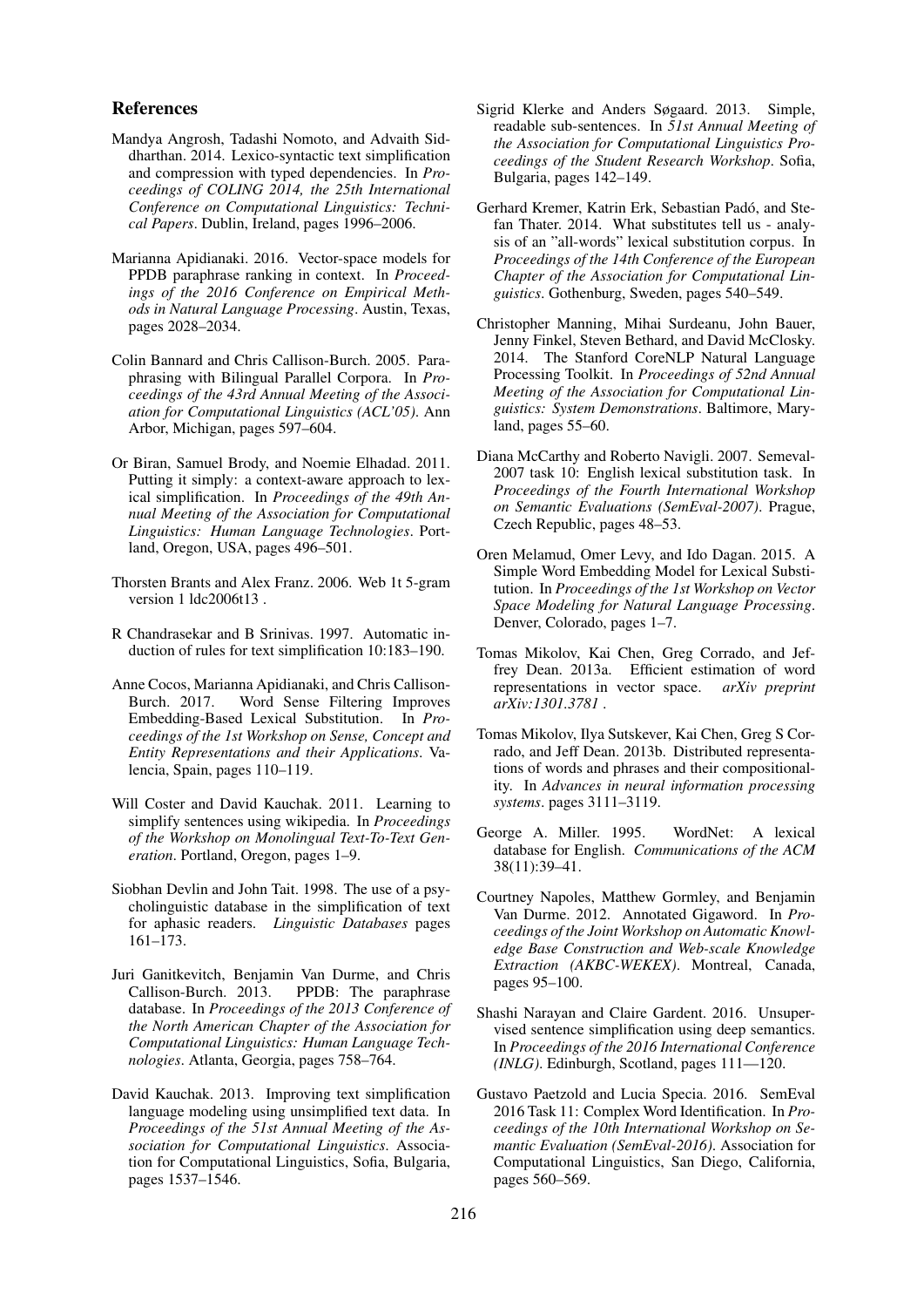## References

Mandya Angrosh, Tadashi Nomoto, and Advaith Siddharthan. 2014. Lexico-syntactic text simplification and compression with typed dependencies. In *Proceedings of COLING 2014, the 25th International Conference on Computational Linguistics: Technical Papers*. Dublin, Ireland, pages 1996–2006.

Marianna Apidianaki. 2016. Vector-space models for PPDB paraphrase ranking in context. In *Proceedings of the 2016 Conference on Empirical Methods in Natural Language Processing*. Austin, Texas, pages 2028–2034.

Colin Bannard and Chris Callison-Burch. 2005. Paraphrasing with Bilingual Parallel Corpora. In *Proceedings of the 43rd Annual Meeting of the Association for Computational Linguistics (ACL'05)*. Ann Arbor, Michigan, pages 597–604.

Or Biran, Samuel Brody, and Noemie Elhadad. 2011. Putting it simply: a context-aware approach to lexical simplification. In *Proceedings of the 49th Annual Meeting of the Association for Computational Linguistics: Human Language Technologies*. Portland, Oregon, USA, pages 496–501.

Thorsten Brants and Alex Franz. 2006. Web 1t 5-gram version 1 ldc2006t13 .

R Chandrasekar and B Srinivas. 1997. Automatic induction of rules for text simplification 10:183–190.

Anne Cocos, Marianna Apidianaki, and Chris Callison-Burch. 2017. Word Sense Filtering Improves Embedding-Based Lexical Substitution. In *Proceedings of the 1st Workshop on Sense, Concept and Entity Representations and their Applications*. Valencia, Spain, pages 110–119.

Will Coster and David Kauchak. 2011. Learning to simplify sentences using wikipedia. In *Proceedings of the Workshop on Monolingual Text-To-Text Generation*. Portland, Oregon, pages 1–9.

Siobhan Devlin and John Tait. 1998. The use of a psycholinguistic database in the simplification of text for aphasic readers. *Linguistic Databases* pages 161–173.

Juri Ganitkevitch, Benjamin Van Durme, and Chris Callison-Burch. 2013. PPDB: The paraphrase database. In *Proceedings of the 2013 Conference of the North American Chapter of the Association for Computational Linguistics: Human Language Technologies*. Atlanta, Georgia, pages 758–764.

David Kauchak. 2013. Improving text simplification language modeling using unsimplified text data. In *Proceedings of the 51st Annual Meeting of the Association for Computational Linguistics*. Association for Computational Linguistics, Sofia, Bulgaria, pages 1537–1546.

Sigrid Klerke and Anders Søgaard. 2013. Simple, readable sub-sentences. In *51st Annual Meeting of the Association for Computational Linguistics Proceedings of the Student Research Workshop*. Sofia, Bulgaria, pages 142–149.

Gerhard Kremer, Katrin Erk, Sebastian Padó, and Stefan Thater. 2014. What substitutes tell us - analysis of an "all-words" lexical substitution corpus. In *Proceedings of the 14th Conference of the European Chapter of the Association for Computational Linguistics*. Gothenburg, Sweden, pages 540–549.

Christopher Manning, Mihai Surdeanu, John Bauer, Jenny Finkel, Steven Bethard, and David McClosky. 2014. The Stanford CoreNLP Natural Language Processing Toolkit. In *Proceedings of 52nd Annual Meeting of the Association for Computational Linguistics: System Demonstrations*. Baltimore, Maryland, pages 55–60.

Diana McCarthy and Roberto Navigli. 2007. Semeval-2007 task 10: English lexical substitution task. In *Proceedings of the Fourth International Workshop on Semantic Evaluations (SemEval-2007)*. Prague, Czech Republic, pages 48–53.

Oren Melamud, Omer Levy, and Ido Dagan. 2015. A Simple Word Embedding Model for Lexical Substitution. In *Proceedings of the 1st Workshop on Vector Space Modeling for Natural Language Processing*. Denver, Colorado, pages 1–7.

Tomas Mikolov, Kai Chen, Greg Corrado, and Jeffrey Dean. 2013a. Efficient estimation of word representations in vector space. *arXiv preprint arXiv:1301.3781* .

Tomas Mikolov, Ilya Sutskever, Kai Chen, Greg S Corrado, and Jeff Dean. 2013b. Distributed representations of words and phrases and their compositionality. In *Advances in neural information processing systems*. pages 3111–3119.

George A. Miller. 1995. WordNet: A lexical database for English. *Communications of the ACM* 38(11):39–41.

Courtney Napoles, Matthew Gormley, and Benjamin Van Durme. 2012. Annotated Gigaword. In *Proceedings of the Joint Workshop on Automatic Knowledge Base Construction and Web-scale Knowledge Extraction (AKBC-WEKEX)*. Montreal, Canada, pages 95–100.

Shashi Narayan and Claire Gardent. 2016. Unsupervised sentence simplification using deep semantics. In *Proceedings of the 2016 International Conference (INLG)*. Edinburgh, Scotland, pages 111—120.

Gustavo Paetzold and Lucia Specia. 2016. SemEval 2016 Task 11: Complex Word Identification. In *Proceedings of the 10th International Workshop on Semantic Evaluation (SemEval-2016)*. Association for Computational Linguistics, San Diego, California, pages 560–569.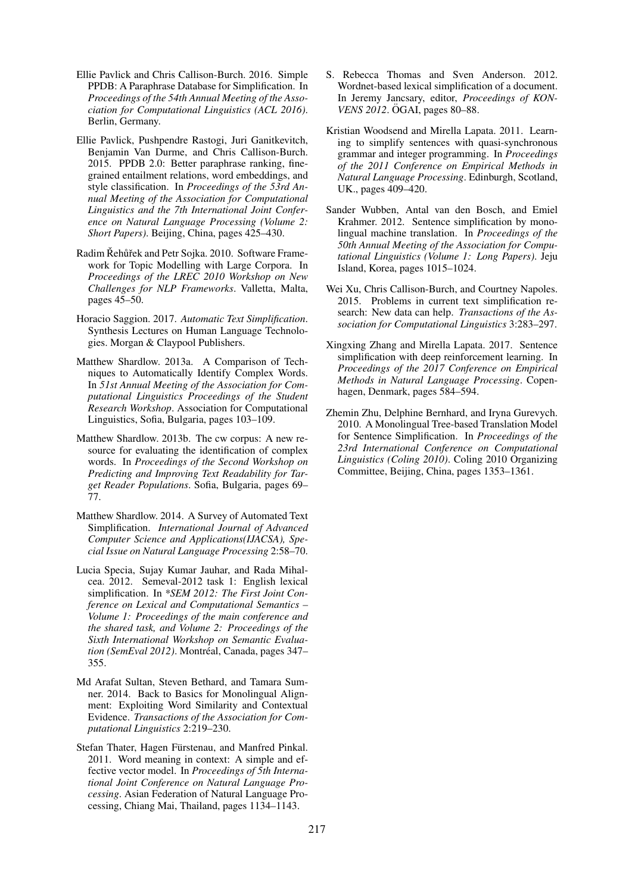Ellie Pavlick and Chris Callison-Burch. 2016. Simple PPDB: A Paraphrase Database for Simplification. In *Proceedings of the 54th Annual Meeting of the Association for Computational Linguistics (ACL 2016)*. Berlin, Germany.

Ellie Pavlick, Pushpendre Rastogi, Juri Ganitkevitch, Benjamin Van Durme, and Chris Callison-Burch. 2015. PPDB 2.0: Better paraphrase ranking, fine-grained entailment relations, word embeddings, and style classification. In *Proceedings of the 53rd Annual Meeting of the Association for Computational Linguistics and the 7th International Joint Conference on Natural Language Processing (Volume 2: Short Papers)*. Beijing, China, pages 425–430.

Radim Řehůřek and Petr Sojka. 2010. Software Framework for Topic Modelling with Large Corpora. In *Proceedings of the LREC 2010 Workshop on New Challenges for NLP Frameworks*. Valletta, Malta, pages 45–50.

Horacio Saggion. 2017. *Automatic Text Simplification*. Synthesis Lectures on Human Language Technologies. Morgan & Claypool Publishers.

Matthew Shardlow. 2013a. A Comparison of Techniques to Automatically Identify Complex Words. In *51st Annual Meeting of the Association for Computational Linguistics Proceedings of the Student Research Workshop*. Association for Computational Linguistics, Sofia, Bulgaria, pages 103–109.

Matthew Shardlow. 2013b. The cw corpus: A new resource for evaluating the identification of complex words. In *Proceedings of the Second Workshop on Predicting and Improving Text Readability for Target Reader Populations*. Sofia, Bulgaria, pages 69–77.

Matthew Shardlow. 2014. A Survey of Automated Text Simplification. *International Journal of Advanced Computer Science and Applications(IJACSA), Special Issue on Natural Language Processing* 2:58–70.

Lucia Specia, Sujay Kumar Jauhar, and Rada Mihalcea. 2012. Semeval-2012 task 1: English lexical simplification. In *\*SEM 2012: The First Joint Conference on Lexical and Computational Semantics – Volume 1: Proceedings of the main conference and the shared task, and Volume 2: Proceedings of the Sixth International Workshop on Semantic Evaluation (SemEval 2012)*. Montréal, Canada, pages 347–355.

Md Arafat Sultan, Steven Bethard, and Tamara Sumner. 2014. Back to Basics for Monolingual Alignment: Exploiting Word Similarity and Contextual Evidence. *Transactions of the Association for Computational Linguistics* 2:219–230.

Stefan Thater, Hagen Fürstenau, and Manfred Pinkal. 2011. Word meaning in context: A simple and effective vector model. In *Proceedings of 5th International Joint Conference on Natural Language Processing*. Asian Federation of Natural Language Processing, Chiang Mai, Thailand, pages 1134–1143.

S. Rebecca Thomas and Sven Anderson. 2012. Wordnet-based lexical simplification of a document. In Jeremy Jancsary, editor, *Proceedings of KONVENS 2012*. ÖGAI, pages 80–88.

Kristian Woodsend and Mirella Lapata. 2011. Learning to simplify sentences with quasi-synchronous grammar and integer programming. In *Proceedings of the 2011 Conference on Empirical Methods in Natural Language Processing*. Edinburgh, Scotland, UK., pages 409–420.

Sander Wubben, Antal van den Bosch, and Emiel Krahmer. 2012. Sentence simplification by monolingual machine translation. In *Proceedings of the 50th Annual Meeting of the Association for Computational Linguistics (Volume 1: Long Papers)*. Jeju Island, Korea, pages 1015–1024.

Wei Xu, Chris Callison-Burch, and Courtney Napoles. 2015. Problems in current text simplification research: New data can help. *Transactions of the Association for Computational Linguistics* 3:283–297.

Xingxing Zhang and Mirella Lapata. 2017. Sentence simplification with deep reinforcement learning. In *Proceedings of the 2017 Conference on Empirical Methods in Natural Language Processing*. Copenhagen, Denmark, pages 584–594.

Zhemin Zhu, Delphine Bernhard, and Iryna Gurevych. 2010. A Monolingual Tree-based Translation Model for Sentence Simplification. In *Proceedings of the 23rd International Conference on Computational Linguistics (Coling 2010)*. Coling 2010 Organizing Committee, Beijing, China, pages 1353–1361.